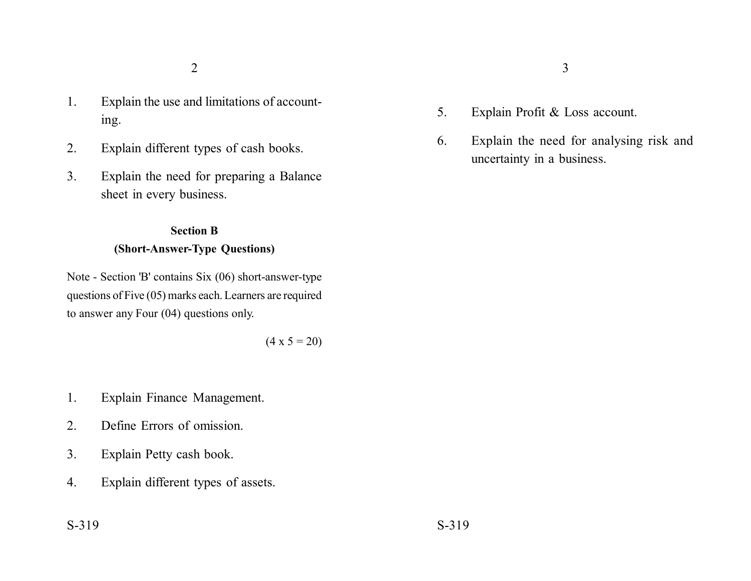1. Explain the use and limitations of accounting.

2. Explain different types of cash books.

3. Explain the need for preparing a Balance sheet in every business.

**Section B**
**(Short-Answer-Type Questions)**

Note - Section 'B' contains Six (06) short-answer-type questions of Five (05) marks each. Learners are required to answer any Four (04) questions only.

(4 x 5 = 20)

1. Explain Finance Management.

2. Define Errors of omission.

3. Explain Petty cash book.

4. Explain different types of assets.

5. Explain Profit & Loss account.

6. Explain the need for analysing risk and uncertainty in a business.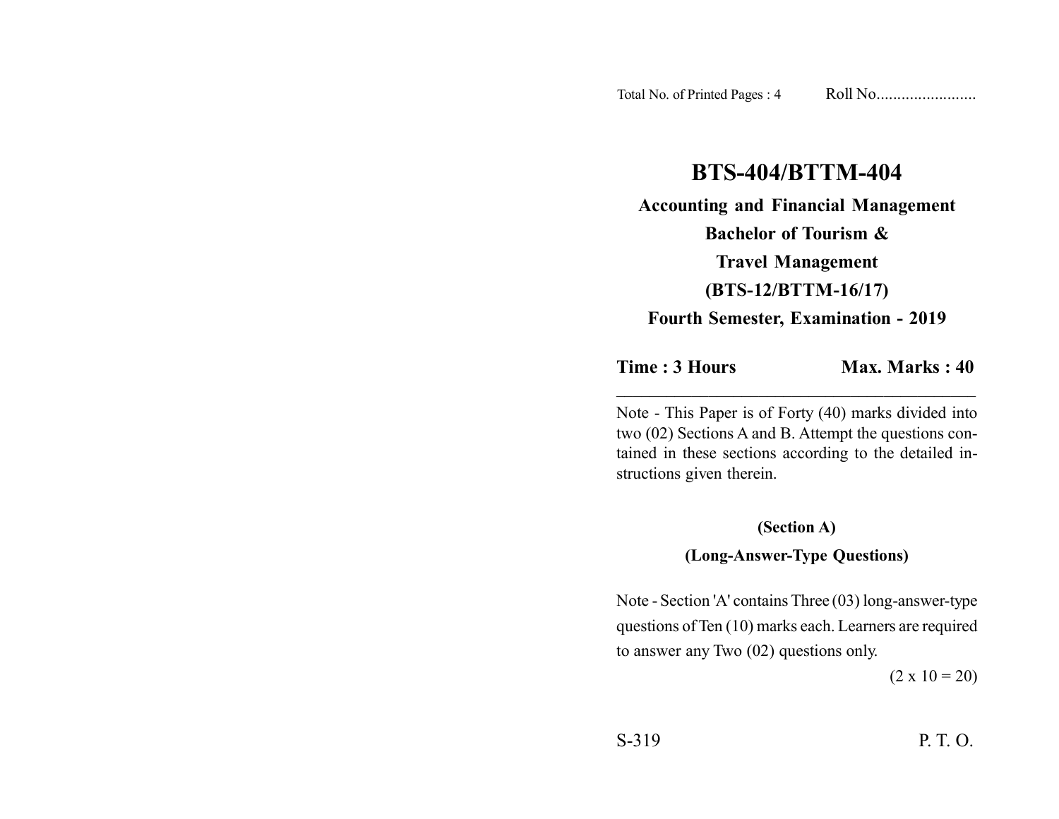Total No. of Printed Pages : 4 Roll No........................

# BTS-404/BTTM-404

**Accounting and Financial Management**

**Bachelor of Tourism &**

**Travel Management**

**(BTS-12/BTTM-16/17)**

**Fourth Semester, Examination - 2019**

**Time : 3 Hours** **Max. Marks : 40**

---

Note - This Paper is of Forty (40) marks divided into two (02) Sections A and B. Attempt the questions contained in these sections according to the detailed instructions given therein.

## (Section A)

## (Long-Answer-Type Questions)

Note - Section 'A' contains Three (03) long-answer-type questions of Ten (10) marks each. Learners are required to answer any Two (02) questions only.

(2 x 10 = 20)

S-319 P. T. O.